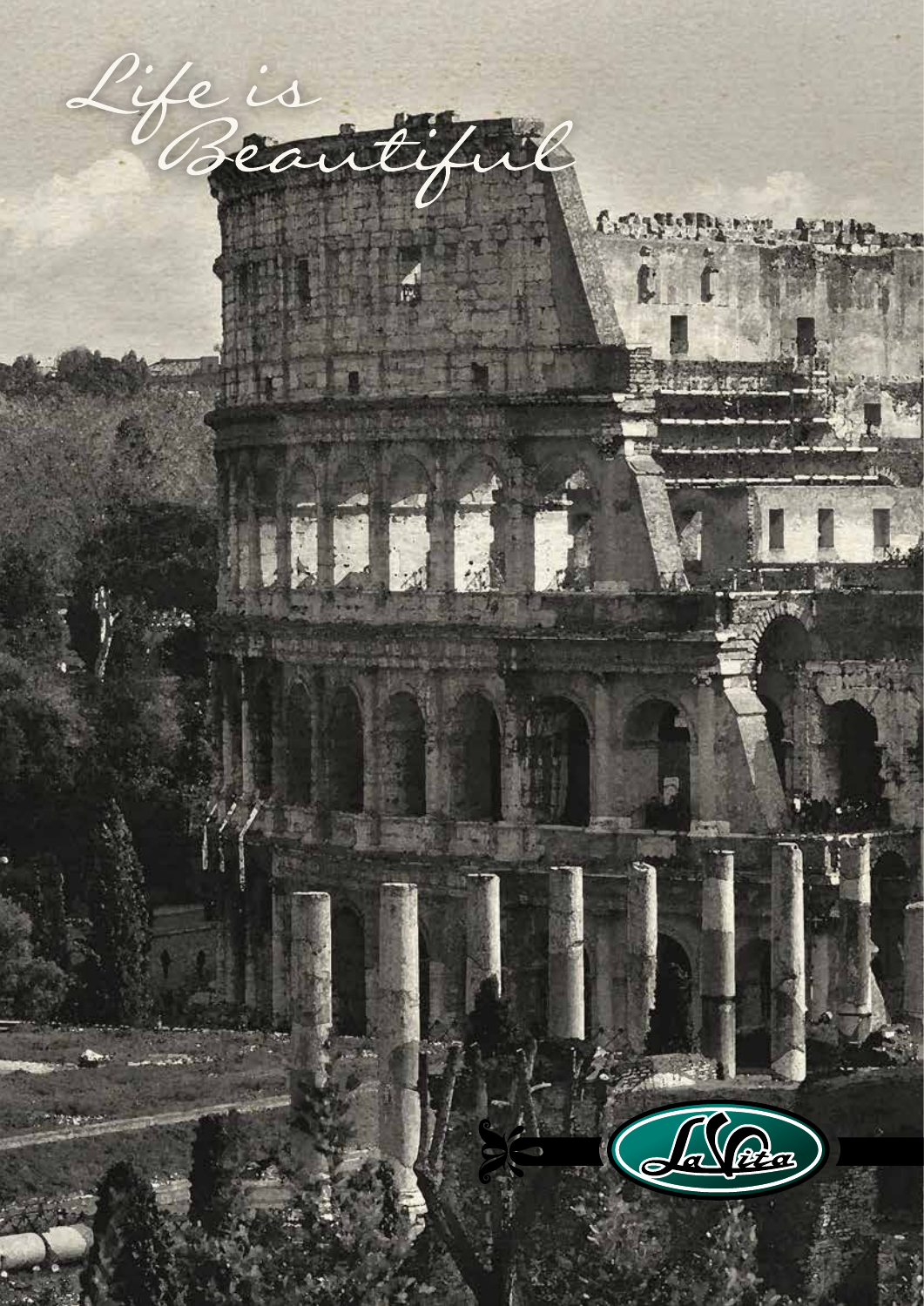Life is Beautiful

La Vita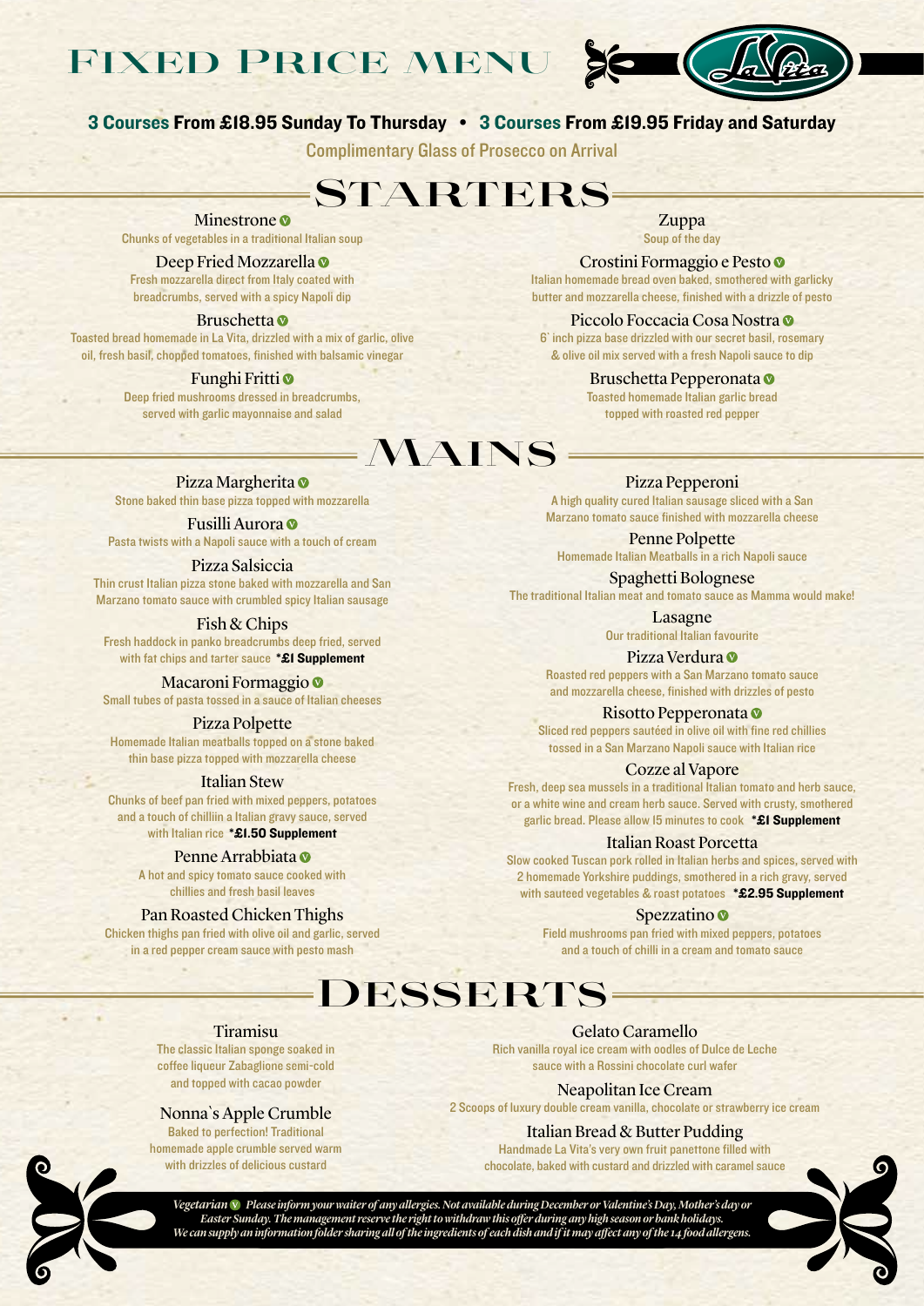# Fixed Price Menu

**3 Courses From £18.95 Sunday To Thursday • 3 Courses From £19.95 Friday and Saturday**

Complimentary Glass of Prosecco on Arrival

## Starters

### Minestrone (V)
Chunks of vegetables in a traditional Italian soup

### Deep Fried Mozzarella (V)
Fresh mozzarella direct from Italy coated with breadcrumbs, served with a spicy Napoli dip

### Bruschetta (V)
Toasted bread homemade in La Vita, drizzled with a mix of garlic, olive oil, fresh basil, chopped tomatoes, finished with balsamic vinegar

### Funghi Fritti (V)
Deep fried mushrooms dressed in breadcrumbs, served with garlic mayonnaise and salad

### Zuppa
Soup of the day

### Crostini Formaggio e Pesto (V)
Italian homemade bread oven baked, smothered with garlicky butter and mozzarella cheese, finished with a drizzle of pesto

### Piccolo Foccacia Cosa Nostra (V)
6` inch pizza base drizzled with our secret basil, rosemary & olive oil mix served with a fresh Napoli sauce to dip

### Bruschetta Pepperonata (V)
Toasted homemade Italian garlic bread topped with roasted red pepper

## Mains

### Pizza Margherita (V)
Stone baked thin base pizza topped with mozzarella

### Fusilli Aurora (V)
Pasta twists with a Napoli sauce with a touch of cream

### Pizza Salsiccia
Thin crust Italian pizza stone baked with mozzarella and San Marzano tomato sauce with crumbled spicy Italian sausage

### Fish & Chips
Fresh haddock in panko breadcrumbs deep fried, served with fat chips and tarter sauce **\*£1 Supplement**

### Macaroni Formaggio (V)
Small tubes of pasta tossed in a sauce of Italian cheeses

### Pizza Polpette
Homemade Italian meatballs topped on a stone baked thin base pizza topped with mozzarella cheese

### Italian Stew
Chunks of beef pan fried with mixed peppers, potatoes and a touch of chilliin a Italian gravy sauce, served with Italian rice **\*£1.50 Supplement**

### Penne Arrabbiata (V)
A hot and spicy tomato sauce cooked with chillies and fresh basil leaves

### Pan Roasted Chicken Thighs
Chicken thighs pan fried with olive oil and garlic, served in a red pepper cream sauce with pesto mash

### Pizza Pepperoni
A high quality cured Italian sausage sliced with a San Marzano tomato sauce finished with mozzarella cheese

### Penne Polpette
Homemade Italian Meatballs in a rich Napoli sauce

### Spaghetti Bolognese
The traditional Italian meat and tomato sauce as Mamma would make!

### Lasagne
Our traditional Italian favourite

### Pizza Verdura (V)
Roasted red peppers with a San Marzano tomato sauce and mozzarella cheese, finished with drizzles of pesto

### Risotto Pepperonata (V)
Sliced red peppers sautéed in olive oil with fine red chillies tossed in a San Marzano Napoli sauce with Italian rice

### Cozze al Vapore
Fresh, deep sea mussels in a traditional Italian tomato and herb sauce, or a white wine and cream herb sauce. Served with crusty, smothered garlic bread. Please allow 15 minutes to cook **\*£1 Supplement**

### Italian Roast Porcetta
Slow cooked Tuscan pork rolled in Italian herbs and spices, served with 2 homemade Yorkshire puddings, smothered in a rich gravy, served with sauteed vegetables & roast potatoes **\*£2.95 Supplement**

### Spezzatino (V)
Field mushrooms pan fried with mixed peppers, potatoes and a touch of chilli in a cream and tomato sauce

## Desserts

### Tiramisu
The classic Italian sponge soaked in coffee liqueur Zabaglione semi-cold and topped with cacao powder

### Nonna`s Apple Crumble
Baked to perfection! Traditional homemade apple crumble served warm with drizzles of delicious custard

### Gelato Caramello
Rich vanilla royal ice cream with oodles of Dulce de Leche sauce with a Rossini chocolate curl wafer

### Neapolitan Ice Cream
2 Scoops of luxury double cream vanilla, chocolate or strawberry ice cream

### Italian Bread & Butter Pudding
Handmade La Vita's very own fruit panettone filled with chocolate, baked with custard and drizzled with caramel sauce

*Vegetarian (V) Please inform your waiter of any allergies. Not available during December or Valentine's Day, Mother's day or Easter Sunday. The management reserve the right to withdraw this offer during any high season or bank holidays. We can supply an information folder sharing all of the ingredients of each dish and if it may affect any of the 14 food allergens.*